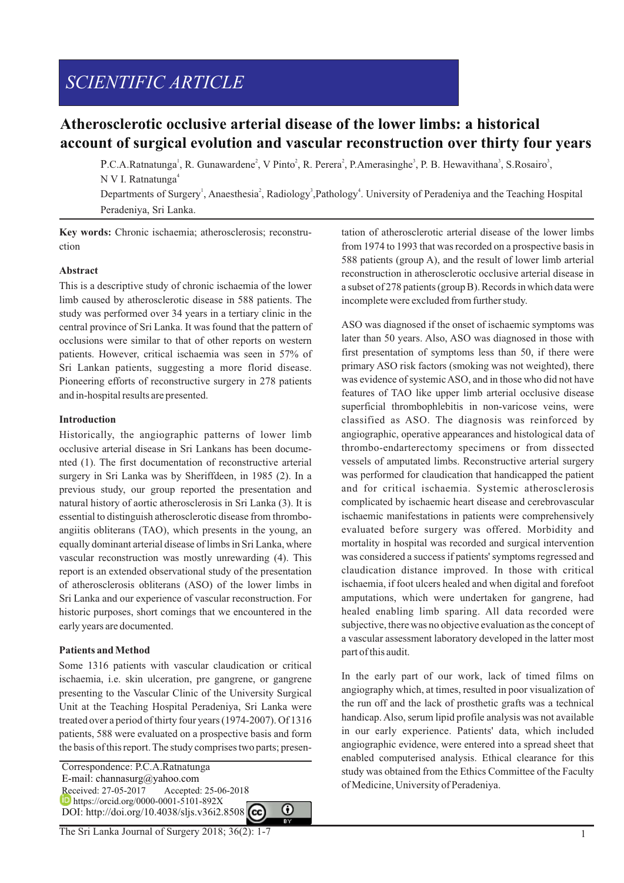SCIENTIFIC ARTICLE

# Atherosclerotic occlusive arterial disease of the lower limbs: a historical account of surgical evolution and vascular reconstruction over thirty four years

P.C.A.Ratnatunga[1], R. Gunawardene[2], V Pinto[2], R. Perera[2], P.Amerasinghe[3], P. B. Hewavithana[3], S.Rosairo[3], N V I. Ratnatunga[4]

Departments of Surgery[1], Anaesthesia[2], Radiology[3], Pathology[4]. University of Peradeniya and the Teaching Hospital Peradeniya, Sri Lanka.

**Key words:** Chronic ischaemia; atherosclerosis; reconstruction

## Abstract

This is a descriptive study of chronic ischaemia of the lower limb caused by atherosclerotic disease in 588 patients. The study was performed over 34 years in a tertiary clinic in the central province of Sri Lanka. It was found that the pattern of occlusions were similar to that of other reports on western patients. However, critical ischaemia was seen in 57% of Sri Lankan patients, suggesting a more florid disease. Pioneering efforts of reconstructive surgery in 278 patients and in-hospital results are presented.

## Introduction

Historically, the angiographic patterns of lower limb occlusive arterial disease in Sri Lankans has been documented (1). The first documentation of reconstructive arterial surgery in Sri Lanka was by Sheriffdeen, in 1985 (2). In a previous study, our group reported the presentation and natural history of aortic atherosclerosis in Sri Lanka (3). It is essential to distinguish atherosclerotic disease from thromboangiitis obliterans (TAO), which presents in the young, an equally dominant arterial disease of limbs in Sri Lanka, where vascular reconstruction was mostly unrewarding (4). This report is an extended observational study of the presentation of atherosclerosis obliterans (ASO) of the lower limbs in Sri Lanka and our experience of vascular reconstruction. For historic purposes, short comings that we encountered in the early years are documented.

## Patients and Method

Some 1316 patients with vascular claudication or critical ischaemia, i.e. skin ulceration, pre gangrene, or gangrene presenting to the Vascular Clinic of the University Surgical Unit at the Teaching Hospital Peradeniya, Sri Lanka were treated over a period of thirty four years (1974-2007). Of 1316 patients, 588 were evaluated on a prospective basis and form the basis of this report. The study comprises two parts; presentation of atherosclerotic arterial disease of the lower limbs from 1974 to 1993 that was recorded on a prospective basis in 588 patients (group A), and the result of lower limb arterial reconstruction in atherosclerotic occlusive arterial disease in a subset of 278 patients (group B). Records in which data were incomplete were excluded from further study.

ASO was diagnosed if the onset of ischaemic symptoms was later than 50 years. Also, ASO was diagnosed in those with first presentation of symptoms less than 50, if there were primary ASO risk factors (smoking was not weighted), there was evidence of systemic ASO, and in those who did not have features of TAO like upper limb arterial occlusive disease superficial thrombophlebitis in non-varicose veins, were classified as ASO. The diagnosis was reinforced by angiographic, operative appearances and histological data of thrombo-endarterectomy specimens or from dissected vessels of amputated limbs. Reconstructive arterial surgery was performed for claudication that handicapped the patient and for critical ischaemia. Systemic atherosclerosis complicated by ischaemic heart disease and cerebrovascular ischaemic manifestations in patients were comprehensively evaluated before surgery was offered. Morbidity and mortality in hospital was recorded and surgical intervention was considered a success if patients' symptoms regressed and claudication distance improved. In those with critical ischaemia, if foot ulcers healed and when digital and forefoot amputations, which were undertaken for gangrene, had healed enabling limb sparing. All data recorded were subjective, there was no objective evaluation as the concept of a vascular assessment laboratory developed in the latter most part of this audit.

In the early part of our work, lack of timed films on angiography which, at times, resulted in poor visualization of the run off and the lack of prosthetic grafts was a technical handicap. Also, serum lipid profile analysis was not available in our early experience. Patients' data, which included angiographic evidence, were entered into a spread sheet that enabled computerised analysis. Ethical clearance for this study was obtained from the Ethics Committee of the Faculty of Medicine, University of Peradeniya.

Correspondence: P.C.A.Ratnatunga
E-mail: channasurg@yahoo.com
Received: 27-05-2017 Accepted: 25-06-2018
https://orcid.org/0000-0001-5101-892X
DOI: http://doi.org/10.4038/sljs.v36i2.8508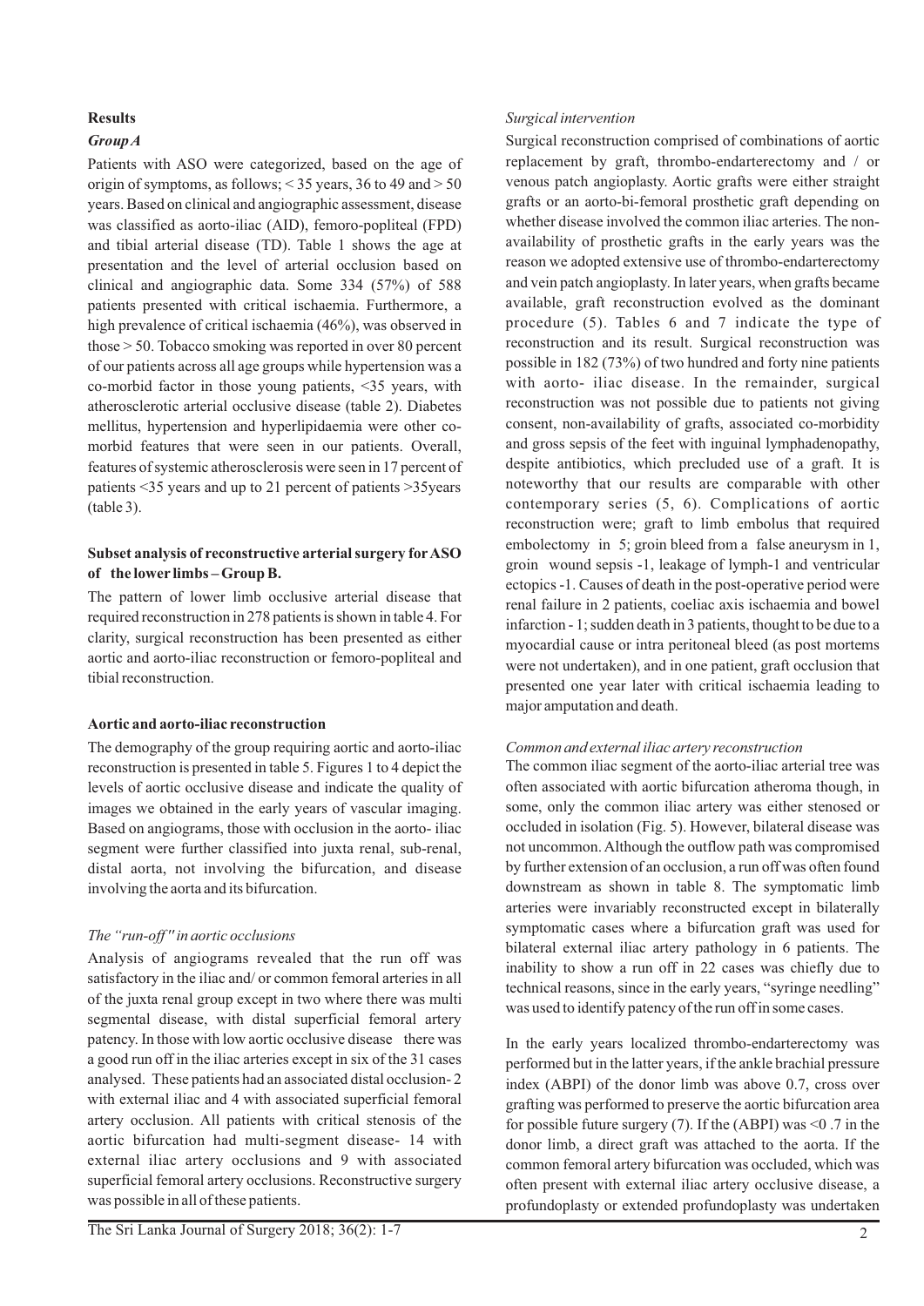## Results

### *Group A*

Patients with ASO were categorized, based on the age of origin of symptoms, as follows; < 35 years, 36 to 49 and > 50 years. Based on clinical and angiographic assessment, disease was classified as aorto-iliac (AID), femoro-popliteal (FPD) and tibial arterial disease (TD). Table 1 shows the age at presentation and the level of arterial occlusion based on clinical and angiographic data. Some 334 (57%) of 588 patients presented with critical ischaemia. Furthermore, a high prevalence of critical ischaemia (46%), was observed in those > 50. Tobacco smoking was reported in over 80 percent of our patients across all age groups while hypertension was a co-morbid factor in those young patients, <35 years, with atherosclerotic arterial occlusive disease (table 2). Diabetes mellitus, hypertension and hyperlipidaemia were other co-morbid features that were seen in our patients. Overall, features of systemic atherosclerosis were seen in 17 percent of patients <35 years and up to 21 percent of patients >35years (table 3).

### Subset analysis of reconstructive arterial surgery for ASO of the lower limbs – Group B.

The pattern of lower limb occlusive arterial disease that required reconstruction in 278 patients is shown in table 4. For clarity, surgical reconstruction has been presented as either aortic and aorto-iliac reconstruction or femoro-popliteal and tibial reconstruction.

### Aortic and aorto-iliac reconstruction

The demography of the group requiring aortic and aorto-iliac reconstruction is presented in table 5. Figures 1 to 4 depict the levels of aortic occlusive disease and indicate the quality of images we obtained in the early years of vascular imaging. Based on angiograms, those with occlusion in the aorto- iliac segment were further classified into juxta renal, sub-renal, distal aorta, not involving the bifurcation, and disease involving the aorta and its bifurcation.

#### *The "run-off" in aortic occlusions*

Analysis of angiograms revealed that the run off was satisfactory in the iliac and/ or common femoral arteries in all of the juxta renal group except in two where there was multi segmental disease, with distal superficial femoral artery patency. In those with low aortic occlusive disease there was a good run off in the iliac arteries except in six of the 31 cases analysed. These patients had an associated distal occlusion- 2 with external iliac and 4 with associated superficial femoral artery occlusion. All patients with critical stenosis of the aortic bifurcation had multi-segment disease- 14 with external iliac artery occlusions and 9 with associated superficial femoral artery occlusions. Reconstructive surgery was possible in all of these patients.

#### *Surgical intervention*

Surgical reconstruction comprised of combinations of aortic replacement by graft, thrombo-endarterectomy and / or venous patch angioplasty. Aortic grafts were either straight grafts or an aorto-bi-femoral prosthetic graft depending on whether disease involved the common iliac arteries. The non-availability of prosthetic grafts in the early years was the reason we adopted extensive use of thrombo-endarterectomy and vein patch angioplasty. In later years, when grafts became available, graft reconstruction evolved as the dominant procedure (5). Tables 6 and 7 indicate the type of reconstruction and its result. Surgical reconstruction was possible in 182 (73%) of two hundred and forty nine patients with aorto- iliac disease. In the remainder, surgical reconstruction was not possible due to patients not giving consent, non-availability of grafts, associated co-morbidity and gross sepsis of the feet with inguinal lymphadenopathy, despite antibiotics, which precluded use of a graft. It is noteworthy that our results are comparable with other contemporary series (5, 6). Complications of aortic reconstruction were; graft to limb embolus that required embolectomy in 5; groin bleed from a false aneurysm in 1, groin wound sepsis -1, leakage of lymph-1 and ventricular ectopics -1. Causes of death in the post-operative period were renal failure in 2 patients, coeliac axis ischaemia and bowel infarction - 1; sudden death in 3 patients, thought to be due to a myocardial cause or intra peritoneal bleed (as post mortems were not undertaken), and in one patient, graft occlusion that presented one year later with critical ischaemia leading to major amputation and death.

#### *Common and external iliac artery reconstruction*

The common iliac segment of the aorto-iliac arterial tree was often associated with aortic bifurcation atheroma though, in some, only the common iliac artery was either stenosed or occluded in isolation (Fig. 5). However, bilateral disease was not uncommon. Although the outflow path was compromised by further extension of an occlusion, a run off was often found downstream as shown in table 8. The symptomatic limb arteries were invariably reconstructed except in bilaterally symptomatic cases where a bifurcation graft was used for bilateral external iliac artery pathology in 6 patients. The inability to show a run off in 22 cases was chiefly due to technical reasons, since in the early years, "syringe needling" was used to identify patency of the run off in some cases.

In the early years localized thrombo-endarterectomy was performed but in the latter years, if the ankle brachial pressure index (ABPI) of the donor limb was above 0.7, cross over grafting was performed to preserve the aortic bifurcation area for possible future surgery (7). If the (ABPI) was <0 .7 in the donor limb, a direct graft was attached to the aorta. If the common femoral artery bifurcation was occluded, which was often present with external iliac artery occlusive disease, a profundoplasty or extended profundoplasty was undertaken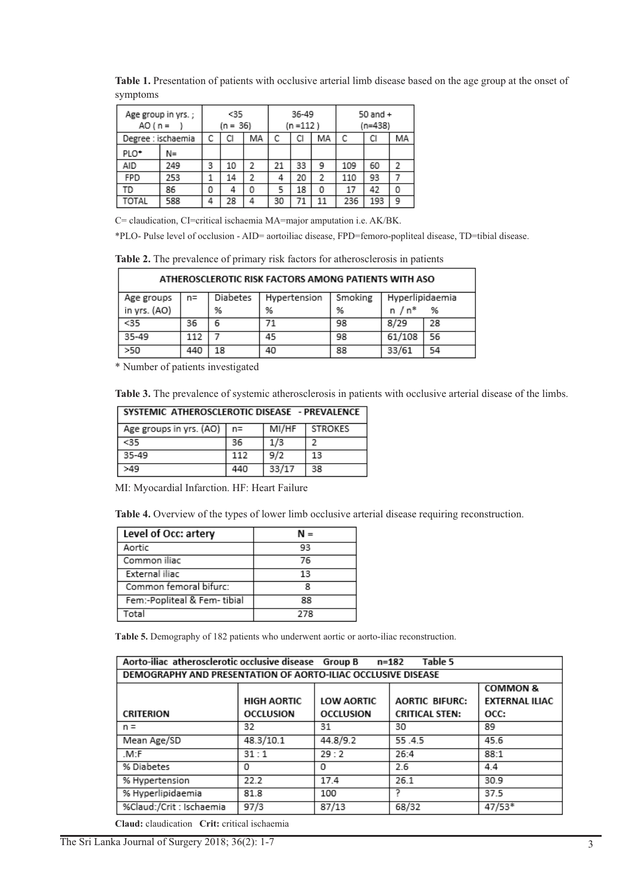**Table 1.** Presentation of patients with occlusive arterial limb disease based on the age group at the onset of symptoms

| Age group in yrs. ; AO ( n = ) | | <35 (n = 36) | | | 36-49 (n =112 ) | | | 50 and + (n=438) | | |
|---|---|---|---|---|---|---|---|---|---|---|
| Degree : ischaemia | | C | CI | MA | C | CI | MA | C | CI | MA |
| PLO* | N= | | | | | | | | | |
| AID | 249 | 3 | 10 | 2 | 21 | 33 | 9 | 109 | 60 | 2 |
| FPD | 253 | 1 | 14 | 2 | 4 | 20 | 2 | 110 | 93 | 7 |
| TD | 86 | 0 | 4 | 0 | 5 | 18 | 0 | 17 | 42 | 0 |
| TOTAL | 588 | 4 | 28 | 4 | 30 | 71 | 11 | 236 | 193 | 9 |

C= claudication, CI=critical ischaemia MA=major amputation i.e. AK/BK.

*PLO- Pulse level of occlusion - AID= aortoiliac disease, FPD=femoro-popliteal disease, TD=tibial disease.

**Table 2.** The prevalence of primary risk factors for atherosclerosis in patients

| ATHEROSCLEROTIC RISK FACTORS AMONG PATIENTS WITH ASO | | | | | | |
|---|---|---|---|---|---|---|
| Age groups in yrs. (AO) | n= | Diabetes % | Hypertension % | Smoking % | Hyperlipidaemia n / n* | % |
| <35 | 36 | 6 | 71 | 98 | 8/29 | 28 |
| 35-49 | 112 | 7 | 45 | 98 | 61/108 | 56 |
| >50 | 440 | 18 | 40 | 88 | 33/61 | 54 |

\* Number of patients investigated

**Table 3.** The prevalence of systemic atherosclerosis in patients with occlusive arterial disease of the limbs.

| SYSTEMIC ATHEROSCLEROTIC DISEASE - PREVALENCE | | | |
|---|---|---|---|
| Age groups in yrs. (AO) | n= | MI/HF | STROKES |
| <35 | 36 | 1/3 | 2 |
| 35-49 | 112 | 9/2 | 13 |
| >49 | 440 | 33/17 | 38 |

MI: Myocardial Infarction. HF: Heart Failure

**Table 4.** Overview of the types of lower limb occlusive arterial disease requiring reconstruction.

| Level of Occ: artery | N = |
|---|---|
| Aortic | 93 |
| Common iliac | 76 |
| External iliac | 13 |
| Common femoral bifurc: | 8 |
| Fem:-Popliteal & Fem- tibial | 88 |
| Total | 278 |

**Table 5.** Demography of 182 patients who underwent aortic or aorto-iliac reconstruction.

| Aorto-iliac atherosclerotic occlusive disease Group B n=182 Table 5 | | | | |
|---|---|---|---|---|
| DEMOGRAPHY AND PRESENTATION OF AORTO-ILIAC OCCLUSIVE DISEASE | | | | |
| CRITERION | HIGH AORTIC OCCLUSION | LOW AORTIC OCCLUSION | AORTIC BIFURC: CRITICAL STEN: | COMMON & EXTERNAL ILIAC OCC: |
| n = | 32 | 31 | 30 | 89 |
| Mean Age/SD | 48.3/10.1 | 44.8/9.2 | 55 .4.5 | 45.6 |
| .M:F | 31 : 1 | 29 : 2 | 26:4 | 88:1 |
| % Diabetes | 0 | 0 | 2.6 | 4.4 |
| % Hypertension | 22.2 | 17.4 | 26.1 | 30.9 |
| % Hyperlipidaemia | 81.8 | 100 | ? | 37.5 |
| %Claud:/Crit : Ischaemia | 97/3 | 87/13 | 68/32 | 47/53* |

**Claud:** claudication **Crit:** critical ischaemia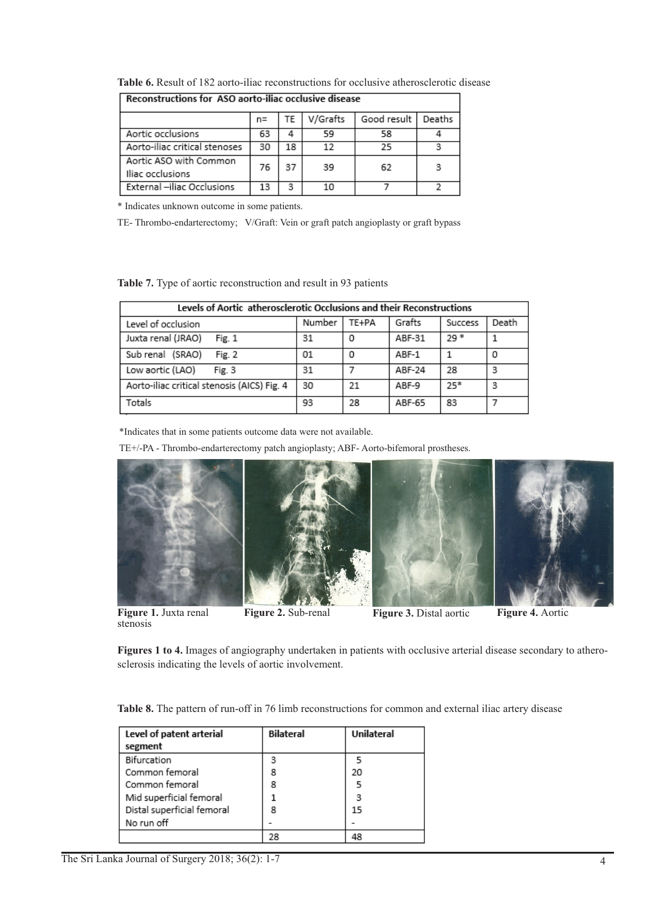**Table 6.** Result of 182 aorto-iliac reconstructions for occlusive atherosclerotic disease

| Reconstructions for ASO aorto-iliac occlusive disease | | | | | |
|---|---|---|---|---|---|
| | n= | TE | V/Grafts | Good result | Deaths |
| Aortic occlusions | 63 | 4 | 59 | 58 | 4 |
| Aorto-iliac critical stenoses | 30 | 18 | 12 | 25 | 3 |
| Aortic ASO with Common Iliac occlusions | 76 | 37 | 39 | 62 | 3 |
| External –iliac Occlusions | 13 | 3 | 10 | 7 | 2 |

* Indicates unknown outcome in some patients.

TE- Thrombo-endarterectomy; V/Graft: Vein or graft patch angioplasty or graft bypass

**Table 7.** Type of aortic reconstruction and result in 93 patients

| Levels of Aortic atherosclerotic Occlusions and their Reconstructions | | | | | |
|---|---|---|---|---|---|
| Level of occlusion | Number | TE+PA | Grafts | Success | Death |
| Juxta renal (JRAO) Fig. 1 | 31 | 0 | ABF-31 | 29 * | 1 |
| Sub renal (SRAO) Fig. 2 | 01 | 0 | ABF-1 | 1 | 0 |
| Low aortic (LAO) Fig. 3 | 31 | 7 | ABF-24 | 28 | 3 |
| Aorto-iliac critical stenosis (AICS) Fig. 4 | 30 | 21 | ABF-9 | 25* | 3 |
| Totals | 93 | 28 | ABF-65 | 83 | 7 |

*Indicates that in some patients outcome data were not available.

TE+/-PA - Thrombo-endarterectomy patch angioplasty; ABF- Aorto-bifemoral prostheses.

**Figure 1.** Juxta renal stenosis

**Figure 2.** Sub-renal

**Figure 3.** Distal aortic

**Figure 4.** Aortic

**Figures 1 to 4.** Images of angiography undertaken in patients with occlusive arterial disease secondary to atherosclerosis indicating the levels of aortic involvement.

**Table 8.** The pattern of run-off in 76 limb reconstructions for common and external iliac artery disease

| Level of patent arterial segment | Bilateral | Unilateral |
|---|---|---|
| Bifurcation | 3 | 5 |
| Common femoral | 8 | 20 |
| Common femoral | 8 | 5 |
| Mid superficial femoral | 1 | 3 |
| Distal superficial femoral | 8 | 15 |
| No run off | - | - |
| | 28 | 48 |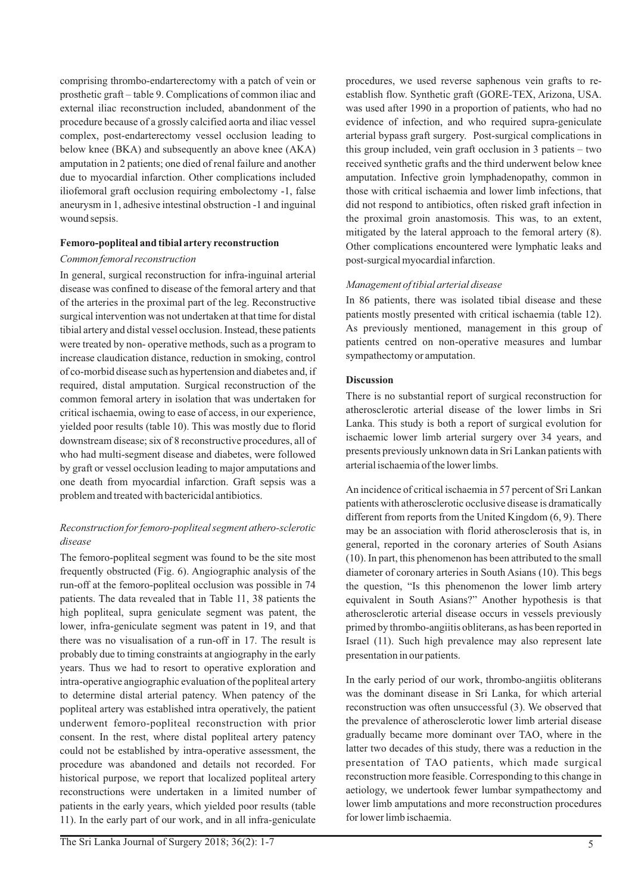comprising thrombo-endarterectomy with a patch of vein or prosthetic graft – table 9. Complications of common iliac and external iliac reconstruction included, abandonment of the procedure because of a grossly calcified aorta and iliac vessel complex, post-endarterectomy vessel occlusion leading to below knee (BKA) and subsequently an above knee (AKA) amputation in 2 patients; one died of renal failure and another due to myocardial infarction. Other complications included iliofemoral graft occlusion requiring embolectomy -1, false aneurysm in 1, adhesive intestinal obstruction -1 and inguinal wound sepsis.

### Femoro-popliteal and tibial artery reconstruction

*Common femoral reconstruction*

In general, surgical reconstruction for infra-inguinal arterial disease was confined to disease of the femoral artery and that of the arteries in the proximal part of the leg. Reconstructive surgical intervention was not undertaken at that time for distal tibial artery and distal vessel occlusion. Instead, these patients were treated by non- operative methods, such as a program to increase claudication distance, reduction in smoking, control of co-morbid disease such as hypertension and diabetes and, if required, distal amputation. Surgical reconstruction of the common femoral artery in isolation that was undertaken for critical ischaemia, owing to ease of access, in our experience, yielded poor results (table 10). This was mostly due to florid downstream disease; six of 8 reconstructive procedures, all of who had multi-segment disease and diabetes, were followed by graft or vessel occlusion leading to major amputations and one death from myocardial infarction. Graft sepsis was a problem and treated with bactericidal antibiotics.

*Reconstruction for femoro-popliteal segment athero-sclerotic disease*

The femoro-popliteal segment was found to be the site most frequently obstructed (Fig. 6). Angiographic analysis of the run-off at the femoro-popliteal occlusion was possible in 74 patients. The data revealed that in Table 11, 38 patients the high popliteal, supra geniculate segment was patent, the lower, infra-geniculate segment was patent in 19, and that there was no visualisation of a run-off in 17. The result is probably due to timing constraints at angiography in the early years. Thus we had to resort to operative exploration and intra-operative angiographic evaluation of the popliteal artery to determine distal arterial patency. When patency of the popliteal artery was established intra operatively, the patient underwent femoro-popliteal reconstruction with prior consent. In the rest, where distal popliteal artery patency could not be established by intra-operative assessment, the procedure was abandoned and details not recorded. For historical purpose, we report that localized popliteal artery reconstructions were undertaken in a limited number of patients in the early years, which yielded poor results (table 11). In the early part of our work, and in all infra-geniculate procedures, we used reverse saphenous vein grafts to re-establish flow. Synthetic graft (GORE-TEX, Arizona, USA. was used after 1990 in a proportion of patients, who had no evidence of infection, and who required supra-geniculate arterial bypass graft surgery. Post-surgical complications in this group included, vein graft occlusion in 3 patients – two received synthetic grafts and the third underwent below knee amputation. Infective groin lymphadenopathy, common in those with critical ischaemia and lower limb infections, that did not respond to antibiotics, often risked graft infection in the proximal groin anastomosis. This was, to an extent, mitigated by the lateral approach to the femoral artery (8). Other complications encountered were lymphatic leaks and post-surgical myocardial infarction.

*Management of tibial arterial disease*

In 86 patients, there was isolated tibial disease and these patients mostly presented with critical ischaemia (table 12). As previously mentioned, management in this group of patients centred on non-operative measures and lumbar sympathectomy or amputation.

### Discussion

There is no substantial report of surgical reconstruction for atherosclerotic arterial disease of the lower limbs in Sri Lanka. This study is both a report of surgical evolution for ischaemic lower limb arterial surgery over 34 years, and presents previously unknown data in Sri Lankan patients with arterial ischaemia of the lower limbs.

An incidence of critical ischaemia in 57 percent of Sri Lankan patients with atherosclerotic occlusive disease is dramatically different from reports from the United Kingdom (6, 9). There may be an association with florid atherosclerosis that is, in general, reported in the coronary arteries of South Asians (10). In part, this phenomenon has been attributed to the small diameter of coronary arteries in South Asians (10). This begs the question, "Is this phenomenon the lower limb artery equivalent in South Asians?" Another hypothesis is that atherosclerotic arterial disease occurs in vessels previously primed by thrombo-angiitis obliterans, as has been reported in Israel (11). Such high prevalence may also represent late presentation in our patients.

In the early period of our work, thrombo-angiitis obliterans was the dominant disease in Sri Lanka, for which arterial reconstruction was often unsuccessful (3). We observed that the prevalence of atherosclerotic lower limb arterial disease gradually became more dominant over TAO, where in the latter two decades of this study, there was a reduction in the presentation of TAO patients, which made surgical reconstruction more feasible. Corresponding to this change in aetiology, we undertook fewer lumbar sympathectomy and lower limb amputations and more reconstruction procedures for lower limb ischaemia.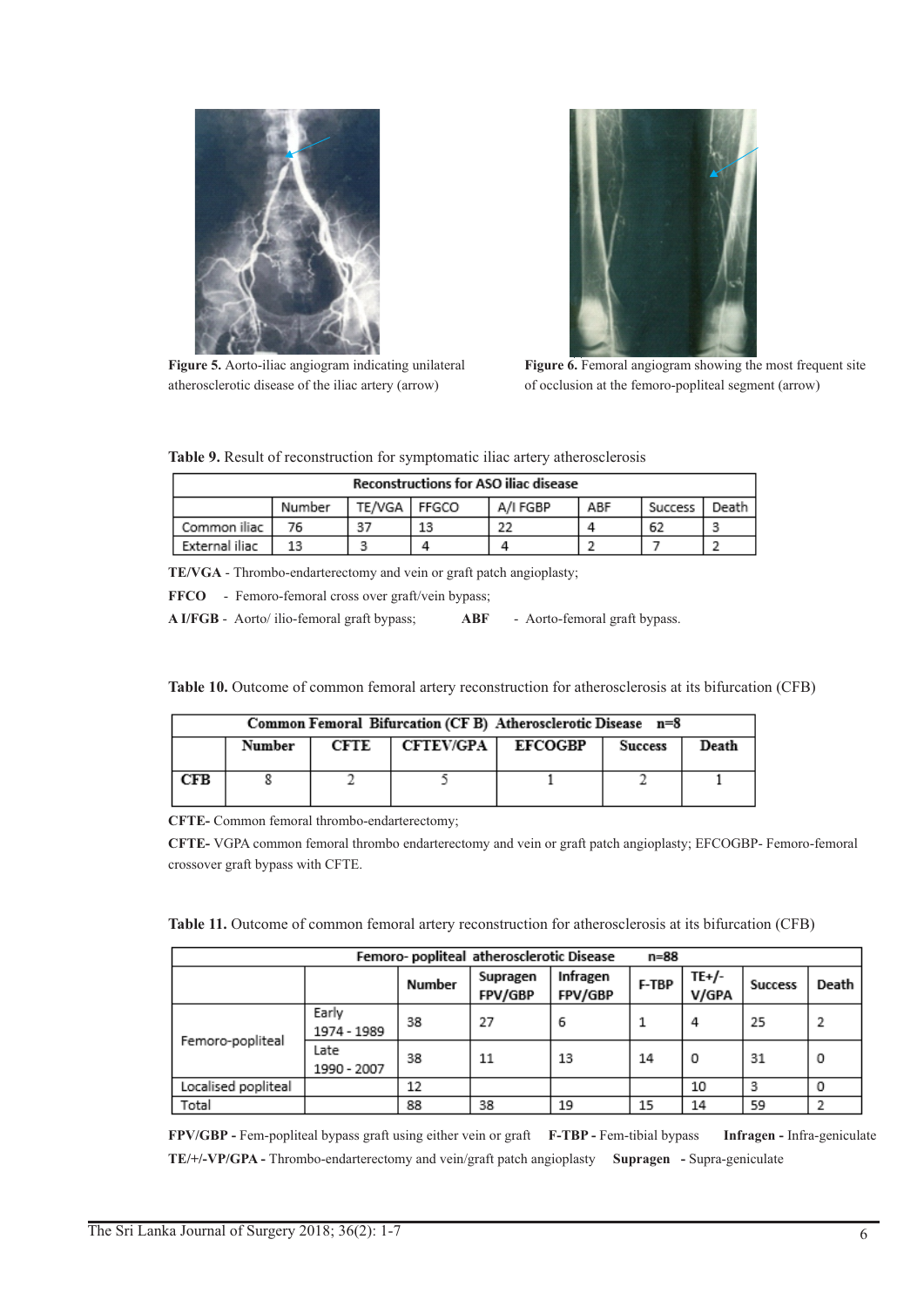**Figure 5.** Aorto-iliac angiogram indicating unilateral atherosclerotic disease of the iliac artery (arrow)

**Figure 6.** Femoral angiogram showing the most frequent site of occlusion at the femoro-popliteal segment (arrow)

**Table 9.** Result of reconstruction for symptomatic iliac artery atherosclerosis

| Reconstructions for ASO iliac disease | | | | | | | |
|---|---|---|---|---|---|---|---|
| | Number | TE/VGA | FFGCO | A/I FGBP | ABF | Success | Death |
| Common iliac | 76 | 37 | 13 | 22 | 4 | 62 | 3 |
| External iliac | 13 | 3 | 4 | 4 | 2 | 7 | 2 |

**TE/VGA** - Thrombo-endarterectomy and vein or graft patch angioplasty;

**FFCO** - Femoro-femoral cross over graft/vein bypass;

**A I/FGB** - Aorto/ ilio-femoral graft bypass; **ABF** - Aorto-femoral graft bypass.

**Table 10.** Outcome of common femoral artery reconstruction for atherosclerosis at its bifurcation (CFB)

| Common Femoral Bifurcation (CF B) Atherosclerotic Disease n=8 | | | | | | |
|---|---|---|---|---|---|---|
| | **Number** | **CFTE** | **CFTEV/GPA** | **EFCOGBP** | **Success** | **Death** |
| **CFB** | 8 | 2 | 5 | 1 | 2 | 1 |

**CFTE-** Common femoral thrombo-endarterectomy;

**CFTE-** VGPA common femoral thrombo endarterectomy and vein or graft patch angioplasty; EFCOGBP- Femoro-femoral crossover graft bypass with CFTE.

**Table 11.** Outcome of common femoral artery reconstruction for atherosclerosis at its bifurcation (CFB)

| Femoro- popliteal atherosclerotic Disease n=88 | | | | | | | | |
|---|---|---|---|---|---|---|---|---|
| | | Number | Supragen FPV/GBP | Infragen FPV/GBP | F-TBP | TE+/- V/GPA | Success | Death |
| Femoro-popliteal | Early 1974 - 1989 | 38 | 27 | 6 | 1 | 4 | 25 | 2 |
| | Late 1990 - 2007 | 38 | 11 | 13 | 14 | 0 | 31 | 0 |
| Localised popliteal | | 12 | | | | 10 | 3 | 0 |
| Total | | 88 | 38 | 19 | 15 | 14 | 59 | 2 |

**FPV/GBP -** Fem-popliteal bypass graft using either vein or graft **F-TBP -** Fem-tibial bypass **Infragen -** Infra-geniculate

**TE/+/-VP/GPA -** Thrombo-endarterectomy and vein/graft patch angioplasty **Supragen -** Supra-geniculate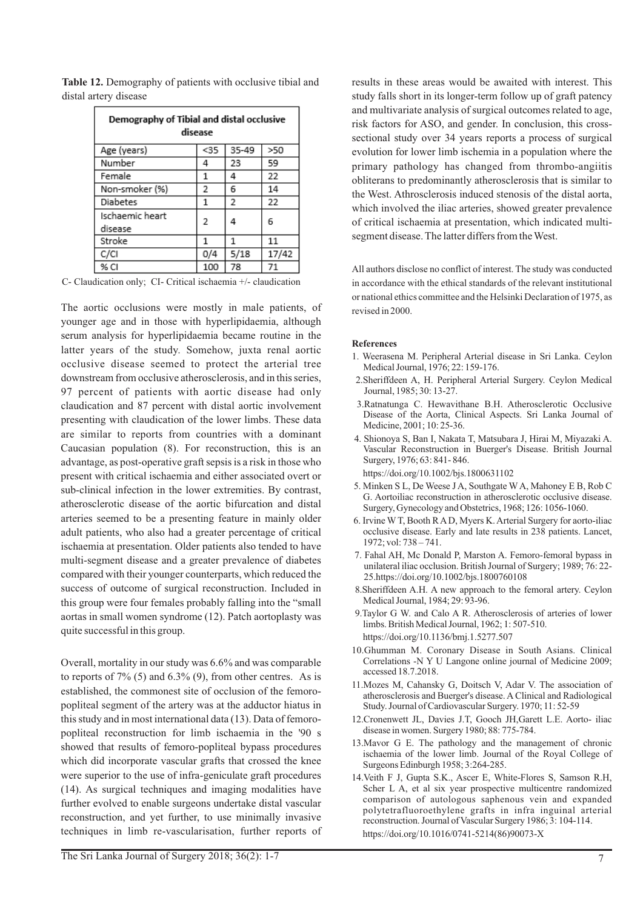**Table 12.** Demography of patients with occlusive tibial and distal artery disease

| Demography of Tibial and distal occlusive disease | | | |
|---|---|---|---|
| Age (years) | <35 | 35-49 | >50 |
| Number | 4 | 23 | 59 |
| Female | 1 | 4 | 22 |
| Non-smoker (%) | 2 | 6 | 14 |
| Diabetes | 1 | 2 | 22 |
| Ischaemic heart disease | 2 | 4 | 6 |
| Stroke | 1 | 1 | 11 |
| C/CI | 0/4 | 5/18 | 17/42 |
| % CI | 100 | 78 | 71 |

C- Claudication only; CI- Critical ischaemia +/- claudication

The aortic occlusions were mostly in male patients, of younger age and in those with hyperlipidaemia, although serum analysis for hyperlipidaemia became routine in the latter years of the study. Somehow, juxta renal aortic occlusive disease seemed to protect the arterial tree downstream from occlusive atherosclerosis, and in this series, 97 percent of patients with aortic disease had only claudication and 87 percent with distal aortic involvement presenting with claudication of the lower limbs. These data are similar to reports from countries with a dominant Caucasian population (8). For reconstruction, this is an advantage, as post-operative graft sepsis is a risk in those who present with critical ischaemia and either associated overt or sub-clinical infection in the lower extremities. By contrast, atherosclerotic disease of the aortic bifurcation and distal arteries seemed to be a presenting feature in mainly older adult patients, who also had a greater percentage of critical ischaemia at presentation. Older patients also tended to have multi-segment disease and a greater prevalence of diabetes compared with their younger counterparts, which reduced the success of outcome of surgical reconstruction. Included in this group were four females probably falling into the "small aortas in small women syndrome (12). Patch aortoplasty was quite successful in this group.

Overall, mortality in our study was 6.6% and was comparable to reports of 7% (5) and 6.3% (9), from other centres. As is established, the commonest site of occlusion of the femoro-popliteal segment of the artery was at the adductor hiatus in this study and in most international data (13). Data of femoro-popliteal reconstruction for limb ischaemia in the '90 s showed that results of femoro-popliteal bypass procedures which did incorporate vascular grafts that crossed the knee were superior to the use of infra-geniculate graft procedures (14). As surgical techniques and imaging modalities have further evolved to enable surgeons undertake distal vascular reconstruction, and yet further, to use minimally invasive techniques in limb re-vascularisation, further reports of results in these areas would be awaited with interest. This study falls short in its longer-term follow up of graft patency and multivariate analysis of surgical outcomes related to age, risk factors for ASO, and gender. In conclusion, this cross-sectional study over 34 years reports a process of surgical evolution for lower limb ischemia in a population where the primary pathology has changed from thrombo-angiitis obliterans to predominantly atherosclerosis that is similar to the West. Athrosclerosis induced stenosis of the distal aorta, which involved the iliac arteries, showed greater prevalence of critical ischaemia at presentation, which indicated multi-segment disease. The latter differs from the West.

All authors disclose no conflict of interest. The study was conducted in accordance with the ethical standards of the relevant institutional or national ethics committee and the Helsinki Declaration of 1975, as revised in 2000.

## References

1. Weerasena M. Peripheral Arterial disease in Sri Lanka. Ceylon Medical Journal, 1976; 22: 159-176.
2. Sheriffdeen A, H. Peripheral Arterial Surgery. Ceylon Medical Journal, 1985; 30: 13-27.
3. Ratnatunga C. Hewavithane B.H. Atherosclerotic Occlusive Disease of the Aorta, Clinical Aspects. Sri Lanka Journal of Medicine, 2001; 10: 25-36.
4. Shionoya S, Ban I, Nakata T, Matsubara J, Hirai M, Miyazaki A. Vascular Reconstruction in Buerger's Disease. British Journal Surgery, 1976; 63: 841- 846. https://doi.org/10.1002/bjs.1800631102
5. Minken S L, De Weese J A, Southgate W A, Mahoney E B, Rob C G. Aortoiliac reconstruction in atherosclerotic occlusive disease. Surgery, Gynecology and Obstetrics, 1968; 126: 1056-1060.
6. Irvine W T, Booth R A D, Myers K. Arterial Surgery for aorto-iliac occlusive disease. Early and late results in 238 patients. Lancet, 1972; vol: 738 – 741.
7. Fahal AH, Mc Donald P, Marston A. Femoro-femoral bypass in unilateral iliac occlusion. British Journal of Surgery; 1989; 76: 22-25.https://doi.org/10.1002/bjs.1800760108
8. Sheriffdeen A.H. A new approach to the femoral artery. Ceylon Medical Journal, 1984; 29: 93-96.
9. Taylor G W. and Calo A R. Atherosclerosis of arteries of lower limbs. British Medical Journal, 1962; 1: 507-510. https://doi.org/10.1136/bmj.1.5277.507
10. Ghumman M. Coronary Disease in South Asians. Clinical Correlations -N Y U Langone online journal of Medicine 2009; accessed 18.7.2018.
11. Mozes M, Cahansky G, Doitsch V, Adar V. The association of atherosclerosis and Buerger's disease. A Clinical and Radiological Study. Journal of Cardiovascular Surgery. 1970; 11: 52-59
12. Cronenwett JL, Davies J.T, Gooch JH,Garett L.E. Aorto- iliac disease in women. Surgery 1980; 88: 775-784.
13. Mavor G E. The pathology and the management of chronic ischaemia of the lower limb. Journal of the Royal College of Surgeons Edinburgh 1958; 3:264-285.
14. Veith F J, Gupta S.K., Ascer E, White-Flores S, Samson R.H, Scher L A, et al six year prospective multicentre randomized comparison of autologous saphenous vein and expanded polytetrafluoroethylene grafts in infra inguinal arterial reconstruction. Journal of Vascular Surgery 1986; 3: 104-114. https://doi.org/10.1016/0741-5214(86)90073-X